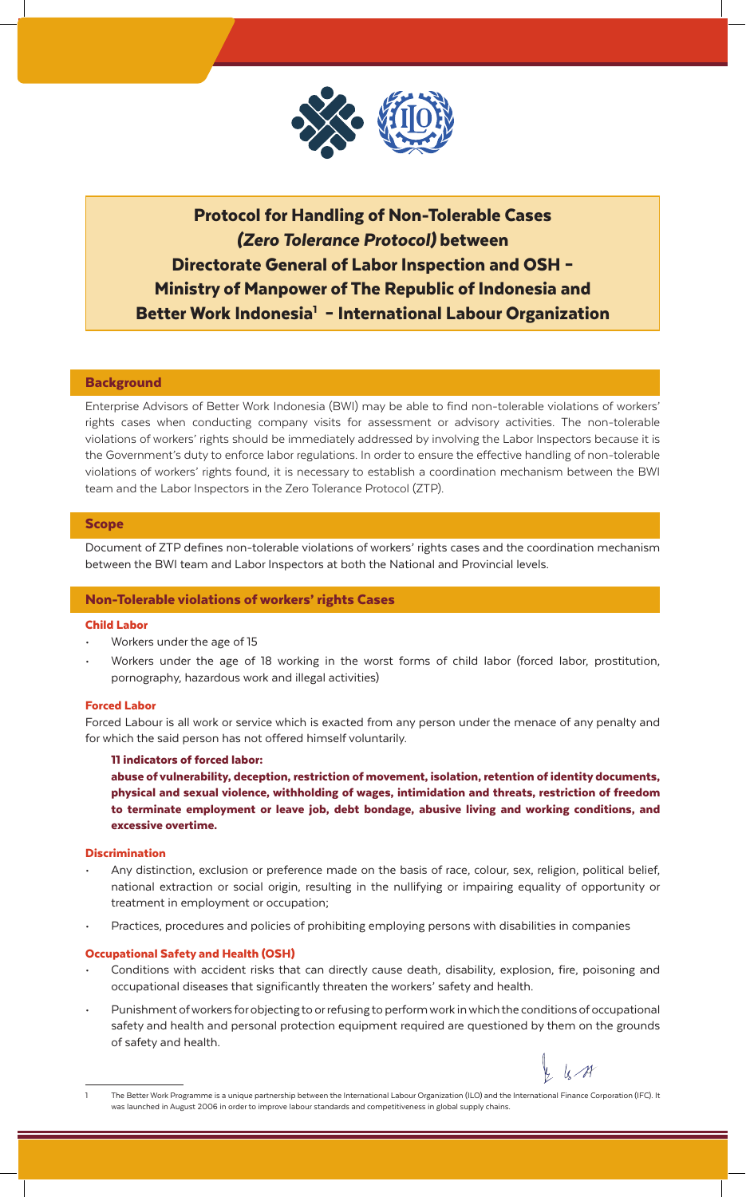# Protocol for Handling of Non-Tolerable Cases *(Zero Tolerance Protocol)* between Directorate General of Labor Inspection and OSH – Ministry of Manpower of The Republic of Indonesia and Better Work Indonesia[1] – International Labour Organization

## Background

Enterprise Advisors of Better Work Indonesia (BWI) may be able to find non-tolerable violations of workers' rights cases when conducting company visits for assessment or advisory activities. The non-tolerable violations of workers' rights should be immediately addressed by involving the Labor Inspectors because it is the Government's duty to enforce labor regulations. In order to ensure the effective handling of non-tolerable violations of workers' rights found, it is necessary to establish a coordination mechanism between the BWI team and the Labor Inspectors in the Zero Tolerance Protocol (ZTP).

## Scope

Document of ZTP defines non-tolerable violations of workers' rights cases and the coordination mechanism between the BWI team and Labor Inspectors at both the National and Provincial levels.

## Non-Tolerable violations of workers' rights Cases

### Child Labor

- Workers under the age of 15
- Workers under the age of 18 working in the worst forms of child labor (forced labor, prostitution, pornography, hazardous work and illegal activities)

### Forced Labor

Forced Labour is all work or service which is exacted from any person under the menace of any penalty and for which the said person has not offered himself voluntarily.

**11 indicators of forced labor:**

**abuse of vulnerability, deception, restriction of movement, isolation, retention of identity documents, physical and sexual violence, withholding of wages, intimidation and threats, restriction of freedom to terminate employment or leave job, debt bondage, abusive living and working conditions, and excessive overtime.**

### Discrimination

- Any distinction, exclusion or preference made on the basis of race, colour, sex, religion, political belief, national extraction or social origin, resulting in the nullifying or impairing equality of opportunity or treatment in employment or occupation;
- Practices, procedures and policies of prohibiting employing persons with disabilities in companies

### Occupational Safety and Health (OSH)

- Conditions with accident risks that can directly cause death, disability, explosion, fire, poisoning and occupational diseases that significantly threaten the workers' safety and health.
- Punishment of workers for objecting to or refusing to perform work in which the conditions of occupational safety and health and personal protection equipment required are questioned by them on the grounds of safety and health.

---

[1] The Better Work Programme is a unique partnership between the International Labour Organization (ILO) and the International Finance Corporation (IFC). It was launched in August 2006 in order to improve labour standards and competitiveness in global supply chains.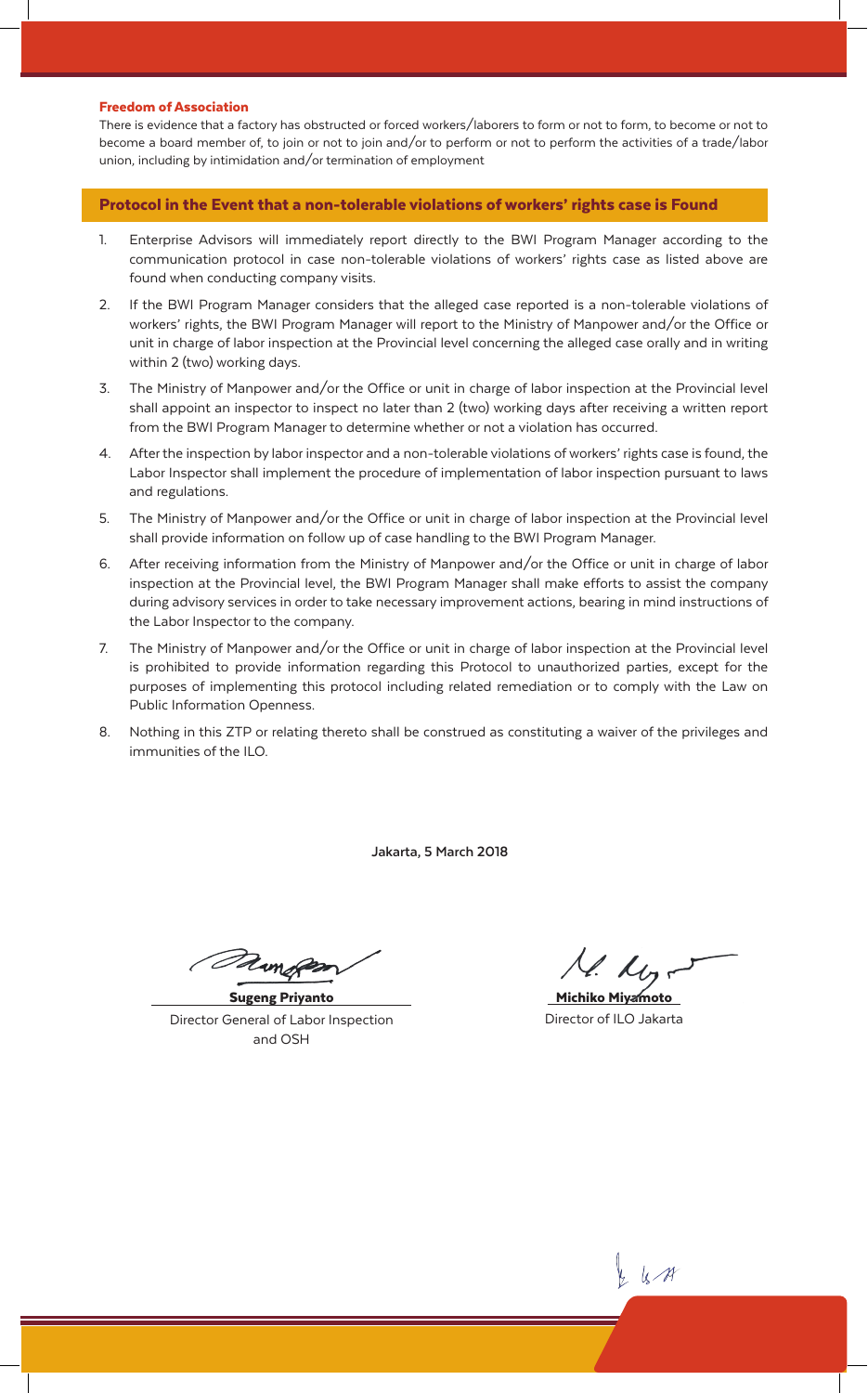### Freedom of Association

There is evidence that a factory has obstructed or forced workers/laborers to form or not to form, to become or not to become a board member of, to join or not to join and/or to perform or not to perform the activities of a trade/labor union, including by intimidation and/or termination of employment

## Protocol in the Event that a non-tolerable violations of workers' rights case is Found

1. Enterprise Advisors will immediately report directly to the BWI Program Manager according to the communication protocol in case non-tolerable violations of workers' rights case as listed above are found when conducting company visits.
2. If the BWI Program Manager considers that the alleged case reported is a non-tolerable violations of workers' rights, the BWI Program Manager will report to the Ministry of Manpower and/or the Office or unit in charge of labor inspection at the Provincial level concerning the alleged case orally and in writing within 2 (two) working days.
3. The Ministry of Manpower and/or the Office or unit in charge of labor inspection at the Provincial level shall appoint an inspector to inspect no later than 2 (two) working days after receiving a written report from the BWI Program Manager to determine whether or not a violation has occurred.
4. After the inspection by labor inspector and a non-tolerable violations of workers' rights case is found, the Labor Inspector shall implement the procedure of implementation of labor inspection pursuant to laws and regulations.
5. The Ministry of Manpower and/or the Office or unit in charge of labor inspection at the Provincial level shall provide information on follow up of case handling to the BWI Program Manager.
6. After receiving information from the Ministry of Manpower and/or the Office or unit in charge of labor inspection at the Provincial level, the BWI Program Manager shall make efforts to assist the company during advisory services in order to take necessary improvement actions, bearing in mind instructions of the Labor Inspector to the company.
7. The Ministry of Manpower and/or the Office or unit in charge of labor inspection at the Provincial level is prohibited to provide information regarding this Protocol to unauthorized parties, except for the purposes of implementing this protocol including related remediation or to comply with the Law on Public Information Openness.
8. Nothing in this ZTP or relating thereto shall be construed as constituting a waiver of the privileges and immunities of the ILO.

**Jakarta, 5 March 2018**

**Sugeng Priyanto**
Director General of Labor Inspection and OSH

**Michiko Miyamoto**
Director of ILO Jakarta